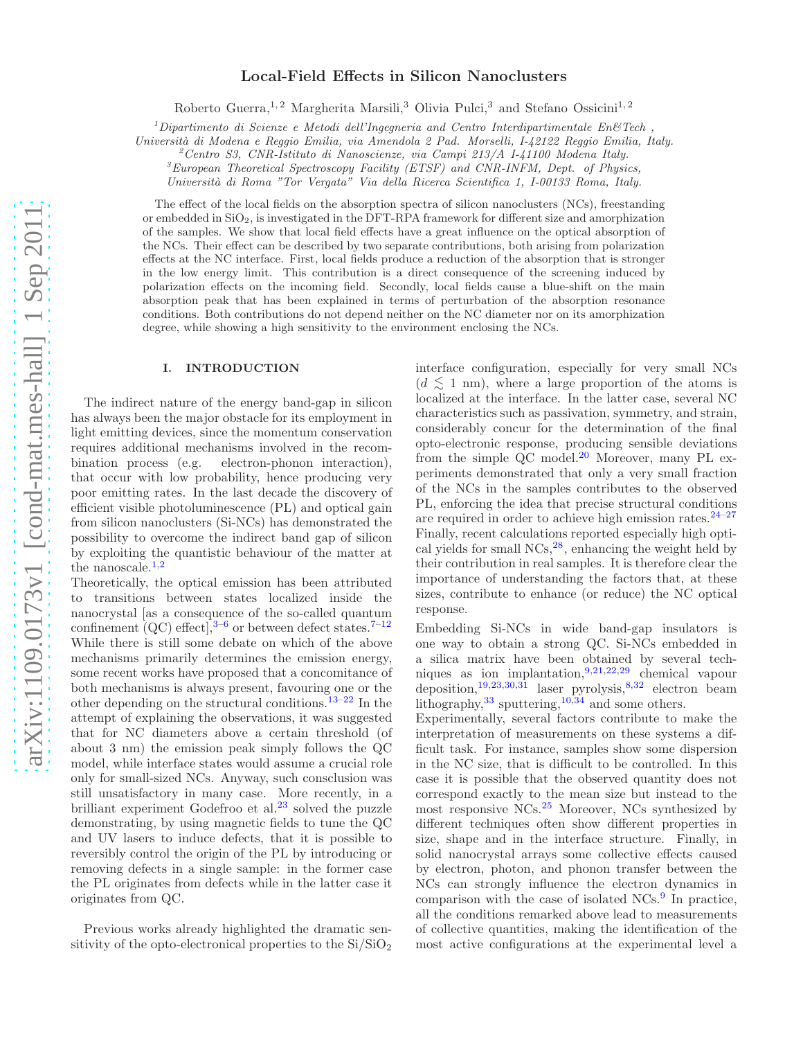# Local-Field Effects in Silicon Nanoclusters

Roberto Guerra,[1,2] Margherita Marsili,[3] Olivia Pulci,[3] and Stefano Ossicini[1,2]

[1] *Dipartimento di Scienze e Metodi dell'Ingegneria and Centro Interdipartimentale En&Tech, Università di Modena e Reggio Emilia, via Amendola 2 Pad. Morselli, I-42122 Reggio Emilia, Italy.*
[2] *Centro S3, CNR-Istituto di Nanoscienze, via Campi 213/A I-41100 Modena Italy.*
[3] *European Theoretical Spectroscopy Facility (ETSF) and CNR-INFM, Dept. of Physics, Università di Roma "Tor Vergata" Via della Ricerca Scientifica 1, I-00133 Roma, Italy.*

The effect of the local fields on the absorption spectra of silicon nanoclusters (NCs), freestanding or embedded in $SiO_2$, is investigated in the DFT-RPA framework for different size and amorphization of the samples. We show that local field effects have a great influence on the optical absorption of the NCs. Their effect can be described by two separate contributions, both arising from polarization effects at the NC interface. First, local fields produce a reduction of the absorption that is stronger in the low energy limit. This contribution is a direct consequence of the screening induced by polarization effects on the incoming field. Secondly, local fields cause a blue-shift on the main absorption peak that has been explained in terms of perturbation of the absorption resonance conditions. Both contributions do not depend neither on the NC diameter nor on its amorphization degree, while showing a high sensitivity to the environment enclosing the NCs.

## I. INTRODUCTION

The indirect nature of the energy band-gap in silicon has always been the major obstacle for its employment in light emitting devices, since the momentum conservation requires additional mechanisms involved in the recombination process (e.g. electron-phonon interaction), that occur with low probability, hence producing very poor emitting rates. In the last decade the discovery of efficient visible photoluminescence (PL) and optical gain from silicon nanoclusters (Si-NCs) has demonstrated the possibility to overcome the indirect band gap of silicon by exploiting the quantistic behaviour of the matter at the nanoscale.[1,2]

Theoretically, the optical emission has been attributed to transitions between states localized inside the nanocrystal [as a consequence of the so-called quantum confinement (QC) effect],[3–6] or between defect states.[7–12] While there is still some debate on which of the above mechanisms primarily determines the emission energy, some recent works have proposed that a concomitance of both mechanisms is always present, favouring one or the other depending on the structural conditions.[13–22] In the attempt of explaining the observations, it was suggested that for NC diameters above a certain threshold (of about 3 nm) the emission peak simply follows the QC model, while interface states would assume a crucial role only for small-sized NCs. Anyway, such consclusion was still unsatisfactory in many case. More recently, in a brilliant experiment Godefroo et al.[23] solved the puzzle demonstrating, by using magnetic fields to tune the QC and UV lasers to induce defects, that it is possible to reversibly control the origin of the PL by introducing or removing defects in a single sample: in the former case the PL originates from defects while in the latter case it originates from QC.

Previous works already highlighted the dramatic sensitivity of the opto-electronical properties to the $Si/SiO_2$ interface configuration, especially for very small NCs ($d \lesssim 1$ nm), where a large proportion of the atoms is localized at the interface. In the latter case, several NC characteristics such as passivation, symmetry, and strain, considerably concur for the determination of the final opto-electronic response, producing sensible deviations from the simple QC model.[20] Moreover, many PL experiments demonstrated that only a very small fraction of the NCs in the samples contributes to the observed PL, enforcing the idea that precise structural conditions are required in order to achieve high emission rates.[24–27] Finally, recent calculations reported especially high optical yields for small NCs,[28], enhancing the weight held by their contribution in real samples. It is therefore clear the importance of understanding the factors that, at these sizes, contribute to enhance (or reduce) the NC optical response.

Embedding Si-NCs in wide band-gap insulators is one way to obtain a strong QC. Si-NCs embedded in a silica matrix have been obtained by several techniques as ion implantation,[9,21,22,29] chemical vapour deposition,[19,23,30,31] laser pyrolysis,[8,32] electron beam lithography,[33] sputtering,[10,34] and some others.

Experimentally, several factors contribute to make the interpretation of measurements on these systems a difficult task. For instance, samples show some dispersion in the NC size, that is difficult to be controlled. In this case it is possible that the observed quantity does not correspond exactly to the mean size but instead to the most responsive NCs.[25] Moreover, NCs synthesized by different techniques often show different properties in size, shape and in the interface structure. Finally, in solid nanocrystal arrays some collective effects caused by electron, photon, and phonon transfer between the NCs can strongly influence the electron dynamics in comparison with the case of isolated NCs.[9] In practice, all the conditions remarked above lead to measurements of collective quantities, making the identification of the most active configurations at the experimental level a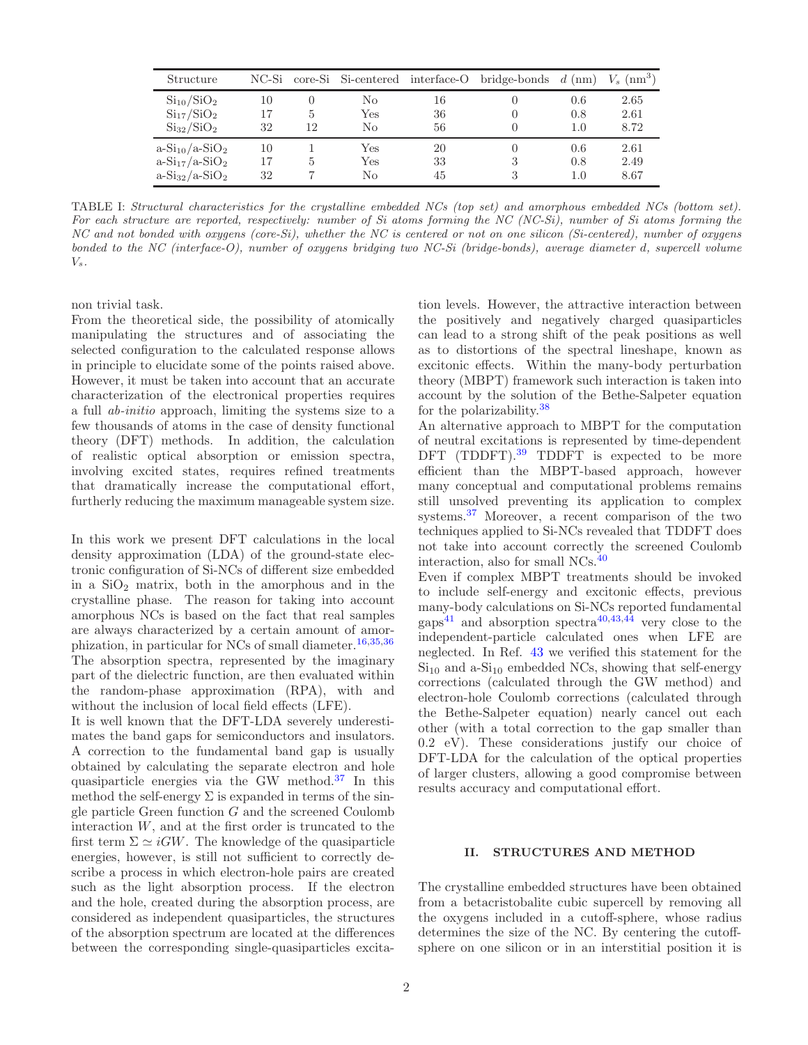| Structure | NC-Si | core-Si | Si-centered | interface-O | bridge-bonds | $d$ (nm) | $V_s$ (nm$^3$) |
|---|---|---|---|---|---|---|---|
| $Si_{10}/SiO_2$ | 10 | 0 | No | 16 | 0 | 0.6 | 2.65 |
| $Si_{17}/SiO_2$ | 17 | 5 | Yes | 36 | 0 | 0.8 | 2.61 |
| $Si_{32}/SiO_2$ | 32 | 12 | No | 56 | 0 | 1.0 | 8.72 |
| a-$Si_{10}$/a-$SiO_2$ | 10 | 1 | Yes | 20 | 0 | 0.6 | 2.61 |
| a-$Si_{17}$/a-$SiO_2$ | 17 | 5 | Yes | 33 | 3 | 0.8 | 2.49 |
| a-$Si_{32}$/a-$SiO_2$ | 32 | 7 | No | 45 | 3 | 1.0 | 8.67 |

TABLE I: *Structural characteristics for the crystalline embedded NCs (top set) and amorphous embedded NCs (bottom set). For each structure are reported, respectively: number of Si atoms forming the NC (NC-Si), number of Si atoms forming the NC and not bonded with oxygens (core-Si), whether the NC is centered or not on one silicon (Si-centered), number of oxygens bonded to the NC (interface-O), number of oxygens bridging two NC-Si (bridge-bonds), average diameter d, supercell volume $V_s$.*

non trivial task.

From the theoretical side, the possibility of atomically manipulating the structures and of associating the selected configuration to the calculated response allows in principle to elucidate some of the points raised above. However, it must be taken into account that an accurate characterization of the electronical properties requires a full *ab-initio* approach, limiting the systems size to a few thousands of atoms in the case of density functional theory (DFT) methods. In addition, the calculation of realistic optical absorption or emission spectra, involving excited states, requires refined treatments that dramatically increase the computational effort, furtherly reducing the maximum manageable system size.

In this work we present DFT calculations in the local density approximation (LDA) of the ground-state electronic configuration of Si-NCs of different size embedded in a $SiO_2$ matrix, both in the amorphous and in the crystalline phase. The reason for taking into account amorphous NCs is based on the fact that real samples are always characterized by a certain amount of amorphization, in particular for NCs of small diameter.[16,35,36] The absorption spectra, represented by the imaginary part of the dielectric function, are then evaluated within the random-phase approximation (RPA), with and without the inclusion of local field effects (LFE).

It is well known that the DFT-LDA severely underestimates the band gaps for semiconductors and insulators. A correction to the fundamental band gap is usually obtained by calculating the separate electron and hole quasiparticle energies via the GW method.[37] In this method the self-energy $\Sigma$ is expanded in terms of the single particle Green function $G$ and the screened Coulomb interaction $W$, and at the first order is truncated to the first term $\Sigma \simeq iGW$. The knowledge of the quasiparticle energies, however, is still not sufficient to correctly describe a process in which electron-hole pairs are created such as the light absorption process. If the electron and the hole, created during the absorption process, are considered as independent quasiparticles, the structures of the absorption spectrum are located at the differences between the corresponding single-quasiparticles excitation levels. However, the attractive interaction between the positively and negatively charged quasiparticles can lead to a strong shift of the peak positions as well as to distortions of the spectral lineshape, known as excitonic effects. Within the many-body perturbation theory (MBPT) framework such interaction is taken into account by the solution of the Bethe-Salpeter equation for the polarizability.[38]

An alternative approach to MBPT for the computation of neutral excitations is represented by time-dependent DFT (TDDFT).[39] TDDFT is expected to be more efficient than the MBPT-based approach, however many conceptual and computational problems remains still unsolved preventing its application to complex systems.[37] Moreover, a recent comparison of the two techniques applied to Si-NCs revealed that TDDFT does not take into account correctly the screened Coulomb interaction, also for small NCs.[40]

Even if complex MBPT treatments should be invoked to include self-energy and excitonic effects, previous many-body calculations on Si-NCs reported fundamental gaps[41] and absorption spectra[40,43,44] very close to the independent-particle calculated ones when LFE are neglected. In Ref. 43 we verified this statement for the $Si_{10}$ and a-$Si_{10}$ embedded NCs, showing that self-energy corrections (calculated through the GW method) and electron-hole Coulomb corrections (calculated through the Bethe-Salpeter equation) nearly cancel out each other (with a total correction to the gap smaller than 0.2 eV). These considerations justify our choice of DFT-LDA for the calculation of the optical properties of larger clusters, allowing a good compromise between results accuracy and computational effort.

## II. STRUCTURES AND METHOD

The crystalline embedded structures have been obtained from a betacristobalite cubic supercell by removing all the oxygens included in a cutoff-sphere, whose radius determines the size of the NC. By centering the cutoff-sphere on one silicon or in an interstitial position it is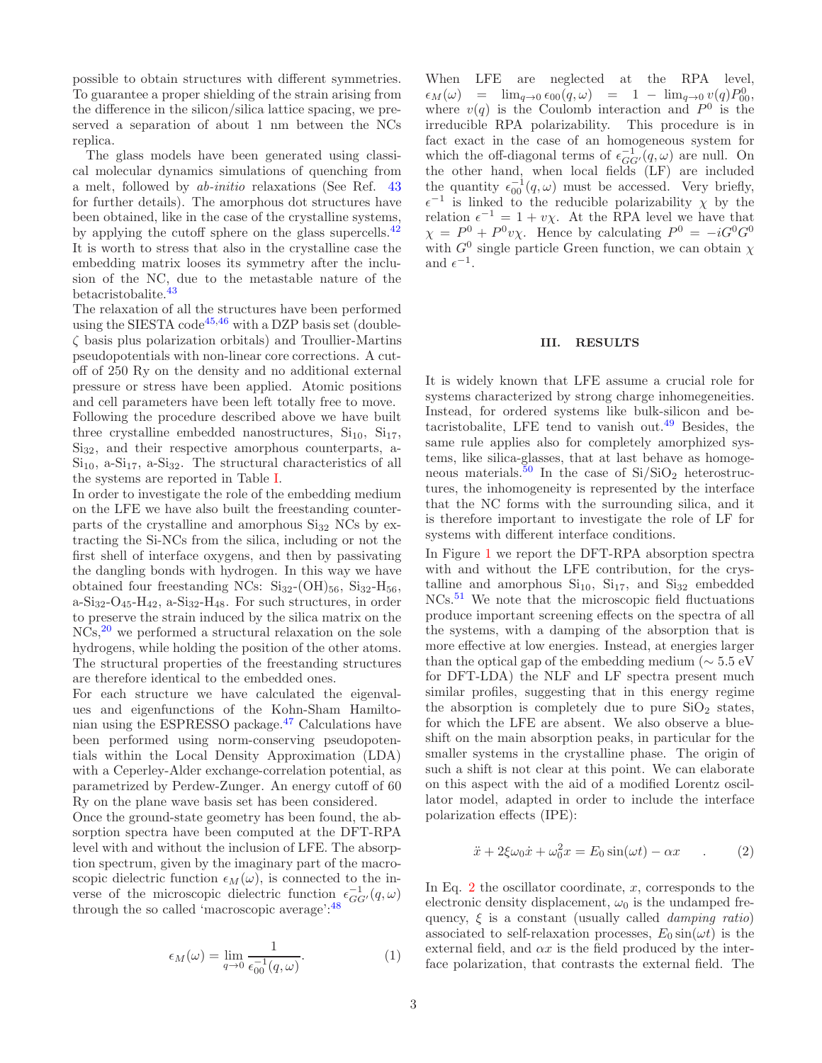possible to obtain structures with different symmetries. To guarantee a proper shielding of the strain arising from the difference in the silicon/silica lattice spacing, we preserved a separation of about 1 nm between the NCs replica.

The glass models have been generated using classical molecular dynamics simulations of quenching from a melt, followed by *ab-initio* relaxations (See Ref. 43 for further details). The amorphous dot structures have been obtained, like in the case of the crystalline systems, by applying the cutoff sphere on the glass supercells.[42] It is worth to stress that also in the crystalline case the embedding matrix looses its symmetry after the inclusion of the NC, due to the metastable nature of the betacristobalite.[43]

The relaxation of all the structures have been performed using the SIESTA code[45,46] with a DZP basis set (double-$\zeta$ basis plus polarization orbitals) and Troullier-Martins pseudopotentials with non-linear core corrections. A cutoff of 250 Ry on the density and no additional external pressure or stress have been applied. Atomic positions and cell parameters have been left totally free to move.

Following the procedure described above we have built three crystalline embedded nanostructures, $Si_{10}$, $Si_{17}$, $Si_{32}$, and their respective amorphous counterparts, a-$Si_{10}$, a-$Si_{17}$, a-$Si_{32}$. The structural characteristics of all the systems are reported in Table I.

In order to investigate the role of the embedding medium on the LFE we have also built the freestanding counterparts of the crystalline and amorphous $Si_{32}$ NCs by extracting the Si-NCs from the silica, including or not the first shell of interface oxygens, and then by passivating the dangling bonds with hydrogen. In this way we have obtained four freestanding NCs: $Si_{32}$-$(OH)_{56}$, $Si_{32}$-$H_{56}$, a-$Si_{32}$-$O_{45}$-$H_{42}$, a-$Si_{32}$-$H_{48}$. For such structures, in order to preserve the strain induced by the silica matrix on the NCs,[20] we performed a structural relaxation on the sole hydrogens, while holding the position of the other atoms. The structural properties of the freestanding structures are therefore identical to the embedded ones.

For each structure we have calculated the eigenvalues and eigenfunctions of the Kohn-Sham Hamiltonian using the ESPRESSO package.[47] Calculations have been performed using norm-conserving pseudopotentials within the Local Density Approximation (LDA) with a Ceperley-Alder exchange-correlation potential, as parametrized by Perdew-Zunger. An energy cutoff of 60 Ry on the plane wave basis set has been considered.

Once the ground-state geometry has been found, the absorption spectra have been computed at the DFT-RPA level with and without the inclusion of LFE. The absorption spectrum, given by the imaginary part of the macroscopic dielectric function $\epsilon_M(\omega)$, is connected to the inverse of the microscopic dielectric function $\epsilon^{-1}_{GG'}(q,\omega)$ through the so called 'macroscopic average':[48]

$$\epsilon_M(\omega) = \lim_{q\to 0} \frac{1}{\epsilon^{-1}_{00}(q,\omega)}. \tag{1}$$

When LFE are neglected at the RPA level, $\epsilon_M(\omega) = \lim_{q\to 0} \epsilon_{00}(q,\omega) = 1 - \lim_{q\to 0} v(q) P^0_{00}$, where $v(q)$ is the Coulomb interaction and $P^0$ is the irreducible RPA polarizability. This procedure is in fact exact in the case of an homogeneous system for which the off-diagonal terms of $\epsilon^{-1}_{GG'}(q,\omega)$ are null. On the other hand, when local fields (LF) are included the quantity $\epsilon^{-1}_{00}(q,\omega)$ must be accessed. Very briefly, $\epsilon^{-1}$ is linked to the reducible polarizability $\chi$ by the relation $\epsilon^{-1} = 1 + v\chi$. At the RPA level we have that $\chi = P^0 + P^0 v\chi$. Hence by calculating $P^0 = -iG^0G^0$ with $G^0$ single particle Green function, we can obtain $\chi$ and $\epsilon^{-1}$.

## III. RESULTS

It is widely known that LFE assume a crucial role for systems characterized by strong charge inhomegeneities. Instead, for ordered systems like bulk-silicon and betacristobalite, LFE tend to vanish out.[49] Besides, the same rule applies also for completely amorphized systems, like silica-glasses, that at last behave as homogeneous materials.[50] In the case of $Si/SiO_2$ heterostructures, the inhomogeneity is represented by the interface that the NC forms with the surrounding silica, and it is therefore important to investigate the role of LF for systems with different interface conditions.

In Figure 1 we report the DFT-RPA absorption spectra with and without the LFE contribution, for the crystalline and amorphous $Si_{10}$, $Si_{17}$, and $Si_{32}$ embedded NCs.[51] We note that the microscopic field fluctuations produce important screening effects on the spectra of all the systems, with a damping of the absorption that is more effective at low energies. Instead, at energies larger than the optical gap of the embedding medium ($\sim 5.5$ eV for DFT-LDA) the NLF and LF spectra present much similar profiles, suggesting that in this energy regime the absorption is completely due to pure $SiO_2$ states, for which the LFE are absent. We also observe a blueshift on the main absorption peaks, in particular for the smaller systems in the crystalline phase. The origin of such a shift is not clear at this point. We can elaborate on this aspect with the aid of a modified Lorentz oscillator model, adapted in order to include the interface polarization effects (IPE):

$$\ddot{x} + 2\xi\omega_0\dot{x} + \omega_0^2 x = E_0 \sin(\omega t) - \alpha x \quad . \tag{2}$$

In Eq. 2 the oscillator coordinate, $x$, corresponds to the electronic density displacement, $\omega_0$ is the undamped frequency, $\xi$ is a constant (usually called *damping ratio*) associated to self-relaxation processes, $E_0 \sin(\omega t)$ is the external field, and $\alpha x$ is the field produced by the interface polarization, that contrasts the external field. The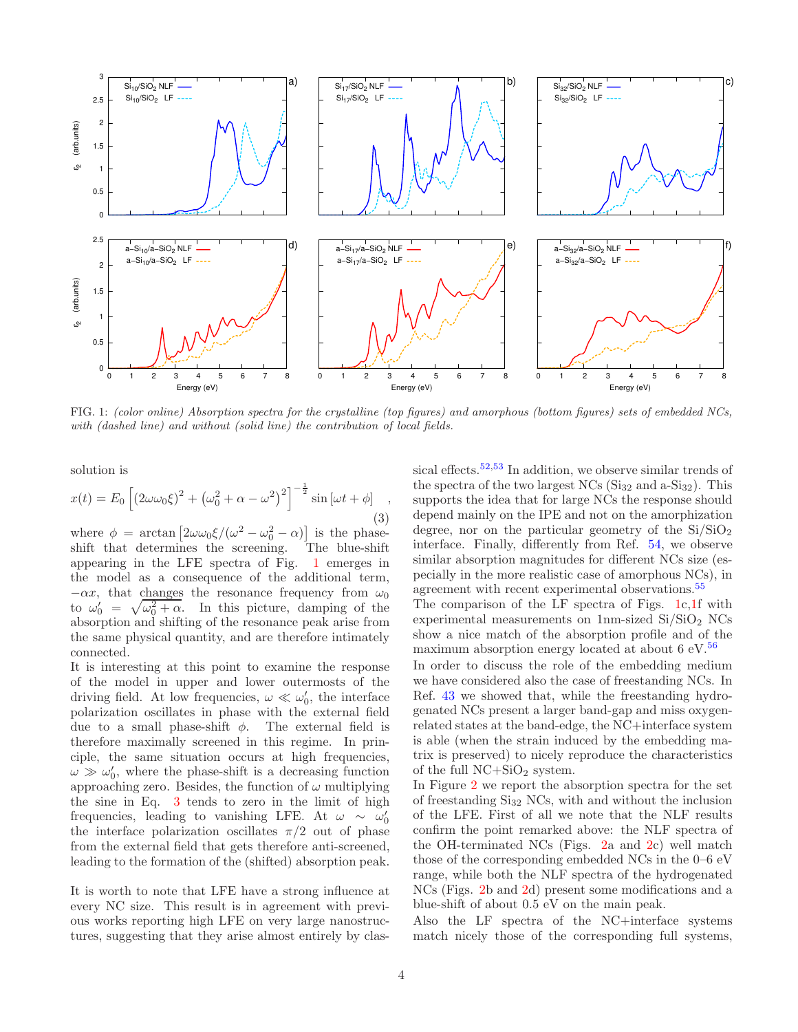FIG. 1: *(color online) Absorption spectra for the crystalline (top figures) and amorphous (bottom figures) sets of embedded NCs, with (dashed line) and without (solid line) the contribution of local fields.*

solution is

$$x(t) = E_0 \left[ (2\omega\omega_0\xi)^2 + \left(\omega_0^2 + \alpha - \omega^2\right)^2 \right]^{-\frac{1}{2}} \sin\left[\omega t + \phi\right] \quad , \tag{3}$$

where $\phi = \arctan\left[2\omega\omega_0\xi/(\omega^2 - \omega_0^2 - \alpha)\right]$ is the phase-shift that determines the screening. The blue-shift appearing in the LFE spectra of Fig. 1 emerges in the model as a consequence of the additional term, $-\alpha x$, that changes the resonance frequency from $\omega_0$ to $\omega_0' = \sqrt{\omega_0^2 + \alpha}$. In this picture, damping of the absorption and shifting of the resonance peak arise from the same physical quantity, and are therefore intimately connected.

It is interesting at this point to examine the response of the model in upper and lower outermosts of the driving field. At low frequencies, $\omega \ll \omega_0'$, the interface polarization oscillates in phase with the external field due to a small phase-shift $\phi$. The external field is therefore maximally screened in this regime. In principle, the same situation occurs at high frequencies, $\omega \gg \omega_0'$, where the phase-shift is a decreasing function approaching zero. Besides, the function of $\omega$ multiplying the sine in Eq. 3 tends to zero in the limit of high frequencies, leading to vanishing LFE. At $\omega \sim \omega_0'$ the interface polarization oscillates $\pi/2$ out of phase from the external field that gets therefore anti-screened, leading to the formation of the (shifted) absorption peak.

It is worth to note that LFE have a strong influence at every NC size. This result is in agreement with previous works reporting high LFE on very large nanostructures, suggesting that they arise almost entirely by classical effects.[52,53] In addition, we observe similar trends of the spectra of the two largest NCs ($Si_{32}$ and a-$Si_{32}$). This supports the idea that for large NCs the response should depend mainly on the IPE and not on the amorphization degree, nor on the particular geometry of the $Si/SiO_2$ interface. Finally, differently from Ref. 54, we observe similar absorption magnitudes for different NCs size (especially in the more realistic case of amorphous NCs), in agreement with recent experimental observations.[55]

The comparison of the LF spectra of Figs. 1c,1f with experimental measurements on 1nm-sized $Si/SiO_2$ NCs show a nice match of the absorption profile and of the maximum absorption energy located at about 6 eV.[56]

In order to discuss the role of the embedding medium we have considered also the case of freestanding NCs. In Ref. 43 we showed that, while the freestanding hydrogenated NCs present a larger band-gap and miss oxygen-related states at the band-edge, the NC+interface system is able (when the strain induced by the embedding matrix is preserved) to nicely reproduce the characteristics of the full NC+$SiO_2$ system.

In Figure 2 we report the absorption spectra for the set of freestanding $Si_{32}$ NCs, with and without the inclusion of the LFE. First of all we note that the NLF results confirm the point remarked above: the NLF spectra of the OH-terminated NCs (Figs. 2a and 2c) well match those of the corresponding embedded NCs in the 0–6 eV range, while both the NLF spectra of the hydrogenated NCs (Figs. 2b and 2d) present some modifications and a blue-shift of about 0.5 eV on the main peak.

Also the LF spectra of the NC+interface systems match nicely those of the corresponding full systems,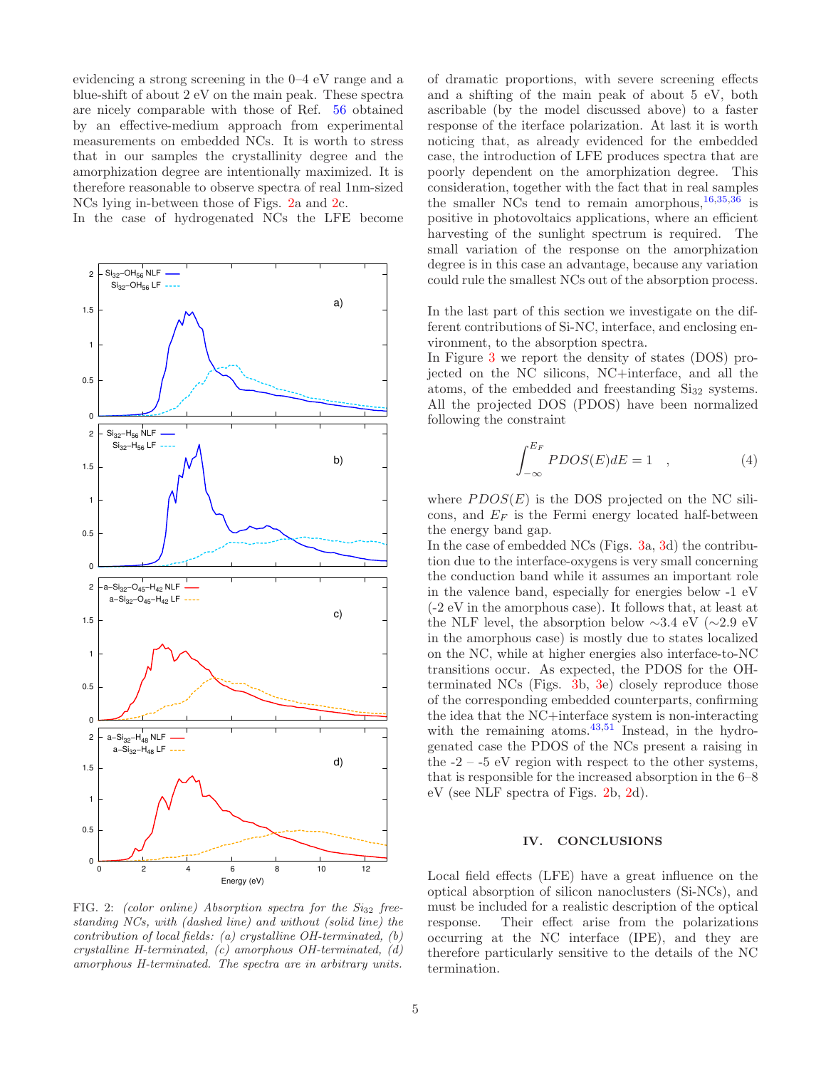evidencing a strong screening in the 0–4 eV range and a blue-shift of about 2 eV on the main peak. These spectra are nicely comparable with those of Ref. 56 obtained by an effective-medium approach from experimental measurements on embedded NCs. It is worth to stress that in our samples the crystallinity degree and the amorphization degree are intentionally maximized. It is therefore reasonable to observe spectra of real 1nm-sized NCs lying in-between those of Figs. 2a and 2c.

In the case of hydrogenated NCs the LFE become of dramatic proportions, with severe screening effects and a shifting of the main peak of about 5 eV, both ascribable (by the model discussed above) to a faster response of the iterface polarization. At last it is worth noticing that, as already evidenced for the embedded case, the introduction of LFE produces spectra that are poorly dependent on the amorphization degree. This consideration, together with the fact that in real samples the smaller NCs tend to remain amorphous,[16,35,36] is positive in photovoltaics applications, where an efficient harvesting of the sunlight spectrum is required. The small variation of the response on the amorphization degree is in this case an advantage, because any variation could rule the smallest NCs out of the absorption process.

FIG. 2: *(color online) Absorption spectra for the $Si_{32}$ free-standing NCs, with (dashed line) and without (solid line) the contribution of local fields: (a) crystalline OH-terminated, (b) crystalline H-terminated, (c) amorphous OH-terminated, (d) amorphous H-terminated. The spectra are in arbitrary units.*

In the last part of this section we investigate on the different contributions of Si-NC, interface, and enclosing environment, to the absorption spectra.

In Figure 3 we report the density of states (DOS) projected on the NC silicons, NC+interface, and all the atoms, of the embedded and freestanding $Si_{32}$ systems. All the projected DOS (PDOS) have been normalized following the constraint

$$\int_{-\infty}^{E_F} PDOS(E)dE = 1 \quad , \tag{4}$$

where $PDOS(E)$ is the DOS projected on the NC silicons, and $E_F$ is the Fermi energy located half-between the energy band gap.

In the case of embedded NCs (Figs. 3a, 3d) the contribution due to the interface-oxygens is very small concerning the conduction band while it assumes an important role in the valence band, especially for energies below -1 eV (-2 eV in the amorphous case). It follows that, at least at the NLF level, the absorption below ∼3.4 eV (∼2.9 eV in the amorphous case) is mostly due to states localized on the NC, while at higher energies also interface-to-NC transitions occur. As expected, the PDOS for the OH-terminated NCs (Figs. 3b, 3e) closely reproduce those of the corresponding embedded counterparts, confirming the idea that the NC+interface system is non-interacting with the remaining atoms.[43,51] Instead, in the hydrogenated case the PDOS of the NCs present a raising in the -2 – -5 eV region with respect to the other systems, that is responsible for the increased absorption in the 6–8 eV (see NLF spectra of Figs. 2b, 2d).

## IV. CONCLUSIONS

Local field effects (LFE) have a great influence on the optical absorption of silicon nanoclusters (Si-NCs), and must be included for a realistic description of the optical response. Their effect arise from the polarizations occurring at the NC interface (IPE), and they are therefore particularly sensitive to the details of the NC termination.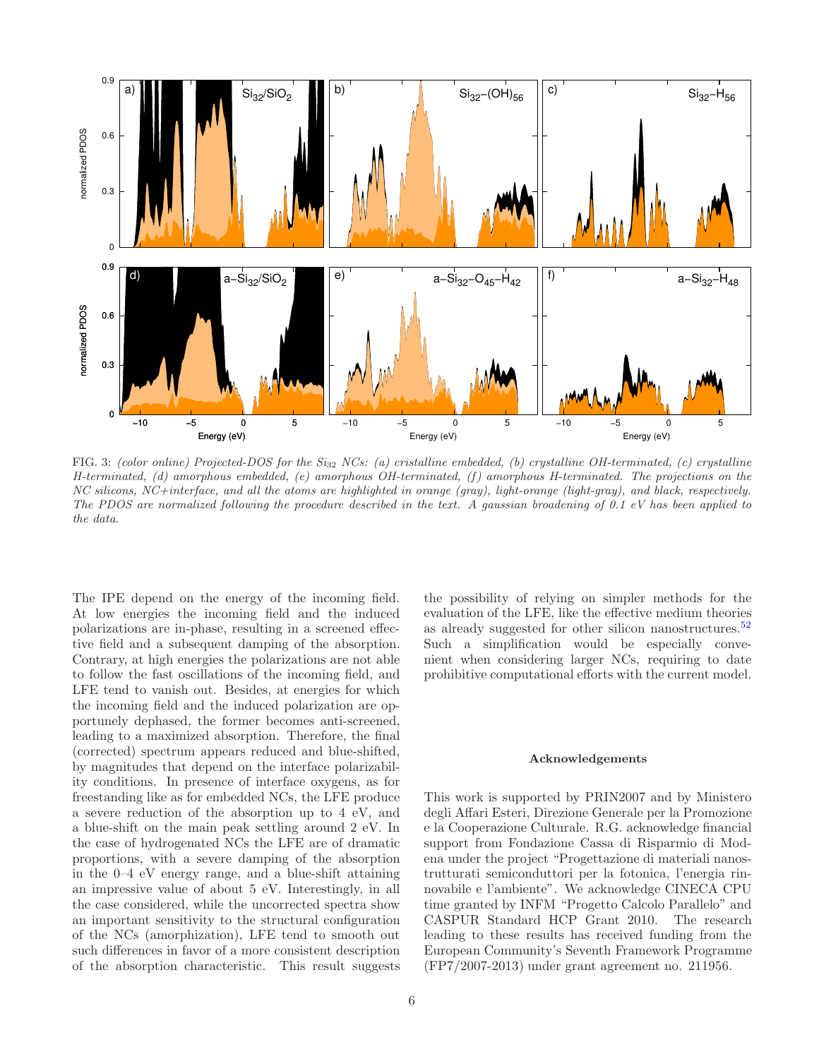FIG. 3: *(color online) Projected-DOS for the $Si_{32}$ NCs: (a) cristalline embedded, (b) crystalline OH-terminated, (c) crystalline H-terminated, (d) amorphous embedded, (e) amorphous OH-terminated, (f) amorphous H-terminated. The projections on the NC silicons, NC+interface, and all the atoms are highlighted in orange (gray), light-orange (light-gray), and black, respectively. The PDOS are normalized following the procedure described in the text. A gaussian broadening of 0.1 eV has been applied to the data.*

The IPE depend on the energy of the incoming field. At low energies the incoming field and the induced polarizations are in-phase, resulting in a screened effective field and a subsequent damping of the absorption. Contrary, at high energies the polarizations are not able to follow the fast oscillations of the incoming field, and LFE tend to vanish out. Besides, at energies for which the incoming field and the induced polarization are opportunely dephased, the former becomes anti-screened, leading to a maximized absorption. Therefore, the final (corrected) spectrum appears reduced and blue-shifted, by magnitudes that depend on the interface polarizability conditions. In presence of interface oxygens, as for freestanding like as for embedded NCs, the LFE produce a severe reduction of the absorption up to 4 eV, and a blue-shift on the main peak settling around 2 eV. In the case of hydrogenated NCs the LFE are of dramatic proportions, with a severe damping of the absorption in the 0–4 eV energy range, and a blue-shift attaining an impressive value of about 5 eV. Interestingly, in all the case considered, while the uncorrected spectra show an important sensitivity to the structural configuration of the NCs (amorphization), LFE tend to smooth out such differences in favor of a more consistent description of the absorption characteristic. This result suggests the possibility of relying on simpler methods for the evaluation of the LFE, like the effective medium theories as already suggested for other silicon nanostructures.[52] Such a simplification would be especially convenient when considering larger NCs, requiring to date prohibitive computational efforts with the current model.

### Acknowledgements

This work is supported by PRIN2007 and by Ministero degli Affari Esteri, Direzione Generale per la Promozione e la Cooperazione Culturale. R.G. acknowledge financial support from Fondazione Cassa di Risparmio di Modena under the project "Progettazione di materiali nanostrutturati semiconduttori per la fotonica, l'energia rinnovabile e l'ambiente". We acknowledge CINECA CPU time granted by INFM "Progetto Calcolo Parallelo" and CASPUR Standard HCP Grant 2010. The research leading to these results has received funding from the European Community's Seventh Framework Programme (FP7/2007-2013) under grant agreement no. 211956.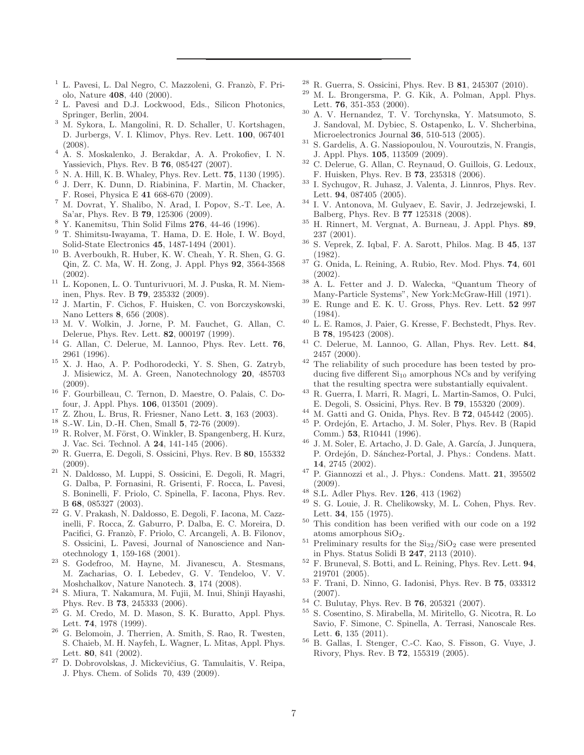[1] L. Pavesi, L. Dal Negro, C. Mazzoleni, G. Franzò, F. Priolo, Nature **408**, 440 (2000).

[2] L. Pavesi and D.J. Lockwood, Eds., Silicon Photonics, Springer, Berlin, 2004.

[3] M. Sykora, L. Mangolini, R. D. Schaller, U. Kortshagen, D. Jurbergs, V. I. Klimov, Phys. Rev. Lett. **100**, 067401 (2008).

[4] A. S. Moskalenko, J. Berakdar, A. A. Prokofiev, I. N. Yassievich, Phys. Rev. B **76**, 085427 (2007).

[5] N. A. Hill, K. B. Whaley, Phys. Rev. Lett. **75**, 1130 (1995).

[6] J. Derr, K. Dunn, D. Riabinina, F. Martin, M. Chacker, F. Rosei, Physica E **41** 668-670 (2009).

[7] M. Dovrat, Y. Shalibo, N. Arad, I. Popov, S.-T. Lee, A. Sa'ar, Phys. Rev. B **79**, 125306 (2009).

[8] Y. Kanemitsu, Thin Solid Films **276**, 44-46 (1996).

[9] T. Shimitsu-Iwayama, T. Hama, D. E. Hole, I. W. Boyd, Solid-State Electronics **45**, 1487-1494 (2001).

[10] B. Averboukh, R. Huber, K. W. Cheah, Y. R. Shen, G. G. Qin, Z. C. Ma, W. H. Zong, J. Appl. Phys **92**, 3564-3568 (2002).

[11] L. Koponen, L. O. Tunturivuori, M. J. Puska, R. M. Nieminen, Phys. Rev. B **79**, 235332 (2009).

[12] J. Martin, F. Cichos, F. Huisken, C. von Borczyskowski, Nano Letters **8**, 656 (2008).

[13] M. V. Wolkin, J. Jorne, P. M. Fauchet, G. Allan, C. Delerue, Phys. Rev. Lett. **82**, 000197 (1999).

[14] G. Allan, C. Delerue, M. Lannoo, Phys. Rev. Lett. **76**, 2961 (1996).

[15] X. J. Hao, A. P. Podhorodecki, Y. S. Shen, G. Zatryb, J. Misiewicz, M. A. Green, Nanotechnology **20**, 485703 (2009).

[16] F. Gourbilleau, C. Ternon, D. Maestre, O. Palais, C. Dofour, J. Appl. Phys. **106**, 013501 (2009).

[17] Z. Zhou, L. Brus, R. Friesner, Nano Lett. **3**, 163 (2003).

[18] S.-W. Lin, D.-H. Chen, Small **5**, 72-76 (2009).

[19] R. Rolver, M. Först, O. Winkler, B. Spangenberg, H. Kurz, J. Vac. Sci. Technol. A **24**, 141-145 (2006).

[20] R. Guerra, E. Degoli, S. Ossicini, Phys. Rev. B **80**, 155332 (2009).

[21] N. Daldosso, M. Luppi, S. Ossicini, E. Degoli, R. Magri, G. Dalba, P. Fornasini, R. Grisenti, F. Rocca, L. Pavesi, S. Boninelli, F. Priolo, C. Spinella, F. Iacona, Phys. Rev. B **68**, 085327 (2003).

[22] G. V. Prakash, N. Daldosso, E. Degoli, F. Iacona, M. Cazzinelli, F. Rocca, Z. Gaburro, P. Dalba, E. C. Moreira, D. Pacifici, G. Franzò, F. Priolo, C. Arcangeli, A. B. Filonov, S. Ossicini, L. Pavesi, Journal of Nanoscience and Nanotechnology **1**, 159-168 (2001).

[23] S. Godefroo, M. Hayne, M. Jivanescu, A. Stesmans, M. Zacharias, O. I. Lebedev, G. V. Tendeloo, V. V. Moshchalkov, Nature Nanotech. **3**, 174 (2008).

[24] S. Miura, T. Nakamura, M. Fujii, M. Inui, Shinji Hayashi, Phys. Rev. B **73**, 245333 (2006).

[25] G. M. Credo, M. D. Mason, S. K. Buratto, Appl. Phys. Lett. **74**, 1978 (1999).

[26] G. Belomoin, J. Therrien, A. Smith, S. Rao, R. Twesten, S. Chaieb, M. H. Nayfeh, L. Wagner, L. Mitas, Appl. Phys. Lett. **80**, 841 (2002).

[27] D. Dobrovolskas, J. Mickevičius, G. Tamulaitis, V. Reipa, J. Phys. Chem. of Solids 70, 439 (2009).

[28] R. Guerra, S. Ossicini, Phys. Rev. B **81**, 245307 (2010).

[29] M. L. Brongersma, P. G. Kik, A. Polman, Appl. Phys. Lett. **76**, 351-353 (2000).

[30] A. V. Hernandez, T. V. Torchynska, Y. Matsumoto, S. J. Sandoval, M. Dybiec, S. Ostapenko, L. V. Shcherbina, Microelectronics Journal **36**, 510-513 (2005).

[31] S. Gardelis, A. G. Nassiopoulou, N. Vouroutzis, N. Frangis, J. Appl. Phys. **105**, 113509 (2009).

[32] C. Delerue, G. Allan, C. Reynaud, O. Guillois, G. Ledoux, F. Huisken, Phys. Rev. B **73**, 235318 (2006).

[33] I. Sychugov, R. Juhasz, J. Valenta, J. Linnros, Phys. Rev. Lett. **94**, 087405 (2005).

[34] I. V. Antonova, M. Gulyaev, E. Savir, J. Jedrzejewski, I. Balberg, Phys. Rev. B **77** 125318 (2008).

[35] H. Rinnert, M. Vergnat, A. Burneau, J. Appl. Phys. **89**, 237 (2001).

[36] S. Veprek, Z. Iqbal, F. A. Sarott, Philos. Mag. B **45**, 137 (1982).

[37] G. Onida, L. Reining, A. Rubio, Rev. Mod. Phys. **74**, 601 (2002).

[38] A. L. Fetter and J. D. Walecka, "Quantum Theory of Many-Particle Systems", New York:McGraw-Hill (1971).

[39] E. Runge and E. K. U. Gross, Phys. Rev. Lett. **52** 997 (1984).

[40] L. E. Ramos, J. Paier, G. Kresse, F. Bechstedt, Phys. Rev. B **78**, 195423 (2008).

[41] C. Delerue, M. Lannoo, G. Allan, Phys. Rev. Lett. **84**, 2457 (2000).

[42] The reliability of such procedure has been tested by producing five different $Si_{10}$ amorphous NCs and by verifying that the resulting spectra were substantially equivalent.

[43] R. Guerra, I. Marri, R. Magri, L. Martin-Samos, O. Pulci, E. Degoli, S. Ossicini, Phys. Rev. B **79**, 155320 (2009).

[44] M. Gatti and G. Onida, Phys. Rev. B **72**, 045442 (2005).

[45] P. Ordejón, E. Artacho, J. M. Soler, Phys. Rev. B (Rapid Comm.) **53**, R10441 (1996).

[46] J. M. Soler, E. Artacho, J. D. Gale, A. García, J. Junquera, P. Ordejón, D. Sánchez-Portal, J. Phys.: Condens. Matt. **14**, 2745 (2002).

[47] P. Giannozzi et al., J. Phys.: Condens. Matt. **21**, 395502 (2009).

[48] S.L. Adler Phys. Rev. **126**, 413 (1962)

[49] S. G. Louie, J. R. Chelikowsky, M. L. Cohen, Phys. Rev. Lett. **34**, 155 (1975).

[50] This condition has been verified with our code on a 192 atoms amorphous $SiO_2$.

[51] Preliminary results for the $Si_{32}/SiO_2$ case were presented in Phys. Status Solidi B **247**, 2113 (2010).

[52] F. Bruneval, S. Botti, and L. Reining, Phys. Rev. Lett. **94**, 219701 (2005).

[53] F. Trani, D. Ninno, G. Iadonisi, Phys. Rev. B **75**, 033312 (2007).

[54] C. Bulutay, Phys. Rev. B **76**, 205321 (2007).

[55] S. Cosentino, S. Mirabella, M. Miritello, G. Nicotra, R. Lo Savio, F. Simone, C. Spinella, A. Terrasi, Nanoscale Res. Lett. **6**, 135 (2011).

[56] B. Gallas, I. Stenger, C.-C. Kao, S. Fisson, G. Vuye, J. Rivory, Phys. Rev. B **72**, 155319 (2005).